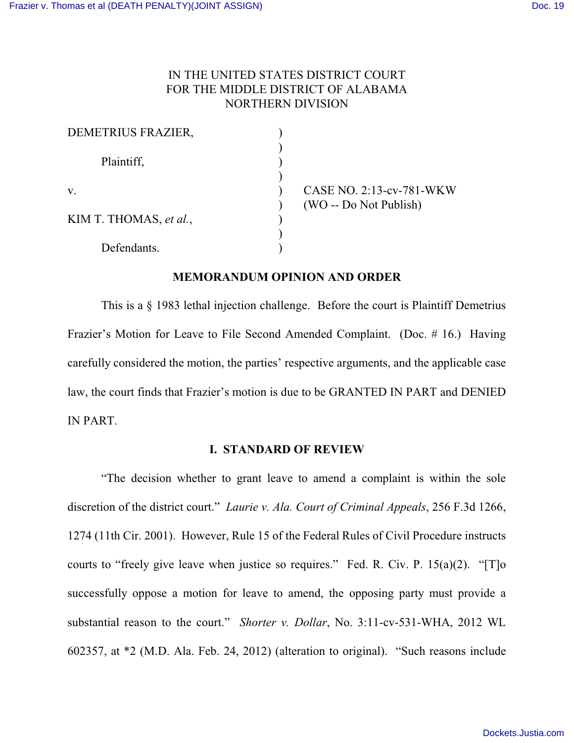IN THE UNITED STATES DISTRICT COURT
FOR THE MIDDLE DISTRICT OF ALABAMA
NORTHERN DIVISION

| | | |
|---|---|---|
| DEMETRIUS FRAZIER, | ) | |
| Plaintiff, | ) | |
| v. | ) | CASE NO. 2:13-cv-781-WKW |
| | ) | (WO -- Do Not Publish) |
| KIM T. THOMAS, *et al.*, | ) | |
| Defendants. | ) | |

## MEMORANDUM OPINION AND ORDER

This is a § 1983 lethal injection challenge. Before the court is Plaintiff Demetrius Frazier's Motion for Leave to File Second Amended Complaint. (Doc. # 16.) Having carefully considered the motion, the parties' respective arguments, and the applicable case law, the court finds that Frazier's motion is due to be GRANTED IN PART and DENIED IN PART.

## I. STANDARD OF REVIEW

"The decision whether to grant leave to amend a complaint is within the sole discretion of the district court." *Laurie v. Ala. Court of Criminal Appeals*, 256 F.3d 1266, 1274 (11th Cir. 2001). However, Rule 15 of the Federal Rules of Civil Procedure instructs courts to "freely give leave when justice so requires." Fed. R. Civ. P. 15(a)(2). "[T]o successfully oppose a motion for leave to amend, the opposing party must provide a substantial reason to the court." *Shorter v. Dollar*, No. 3:11-cv-531-WHA, 2012 WL 602357, at *2 (M.D. Ala. Feb. 24, 2012) (alteration to original). "Such reasons include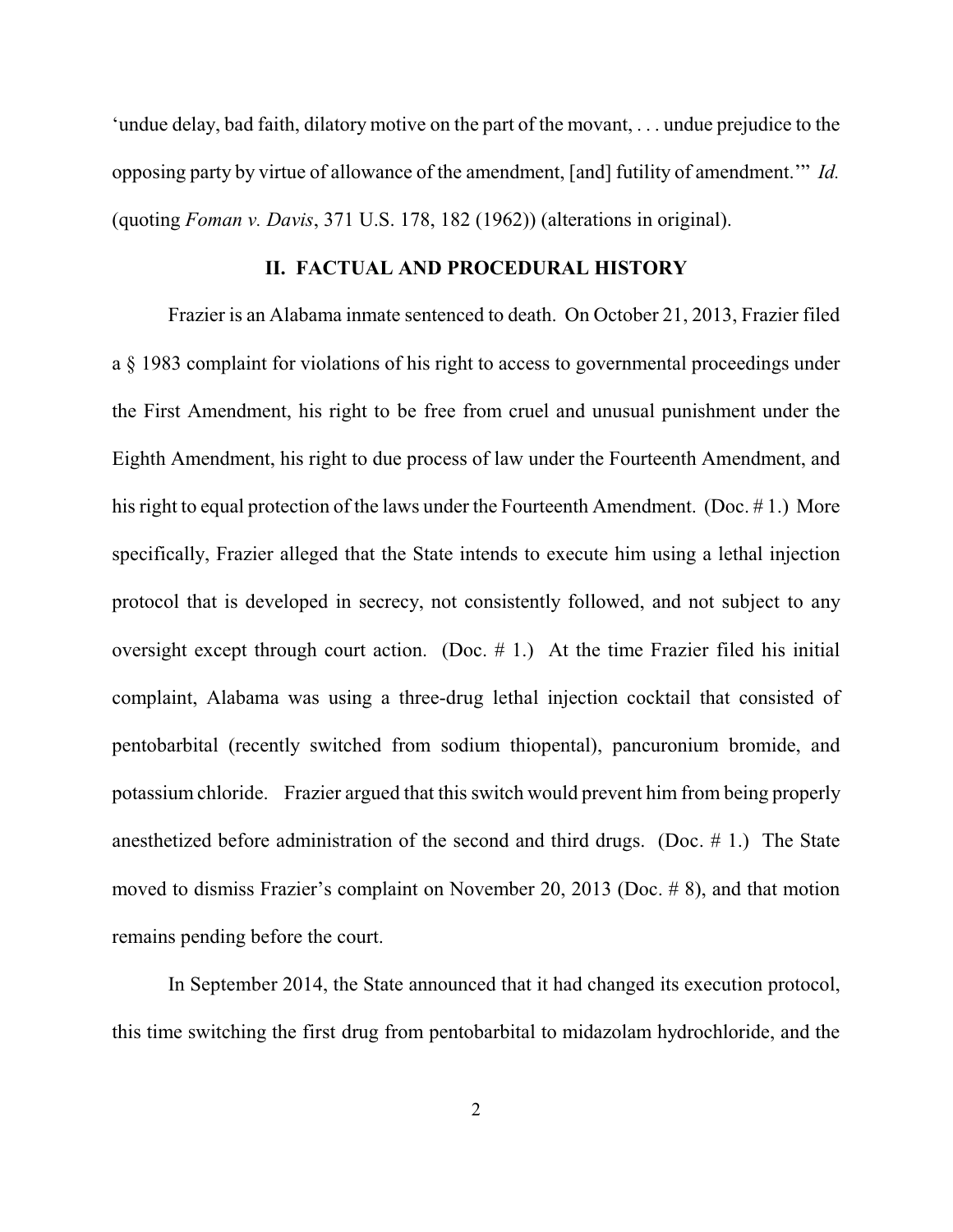'undue delay, bad faith, dilatory motive on the part of the movant, . . . undue prejudice to the opposing party by virtue of allowance of the amendment, [and] futility of amendment.'" *Id.* (quoting *Foman v. Davis*, 371 U.S. 178, 182 (1962)) (alterations in original).

## II. FACTUAL AND PROCEDURAL HISTORY

Frazier is an Alabama inmate sentenced to death. On October 21, 2013, Frazier filed a § 1983 complaint for violations of his right to access to governmental proceedings under the First Amendment, his right to be free from cruel and unusual punishment under the Eighth Amendment, his right to due process of law under the Fourteenth Amendment, and his right to equal protection of the laws under the Fourteenth Amendment. (Doc. # 1.) More specifically, Frazier alleged that the State intends to execute him using a lethal injection protocol that is developed in secrecy, not consistently followed, and not subject to any oversight except through court action. (Doc. # 1.) At the time Frazier filed his initial complaint, Alabama was using a three-drug lethal injection cocktail that consisted of pentobarbital (recently switched from sodium thiopental), pancuronium bromide, and potassium chloride. Frazier argued that this switch would prevent him from being properly anesthetized before administration of the second and third drugs. (Doc. # 1.) The State moved to dismiss Frazier's complaint on November 20, 2013 (Doc. # 8), and that motion remains pending before the court.

In September 2014, the State announced that it had changed its execution protocol, this time switching the first drug from pentobarbital to midazolam hydrochloride, and the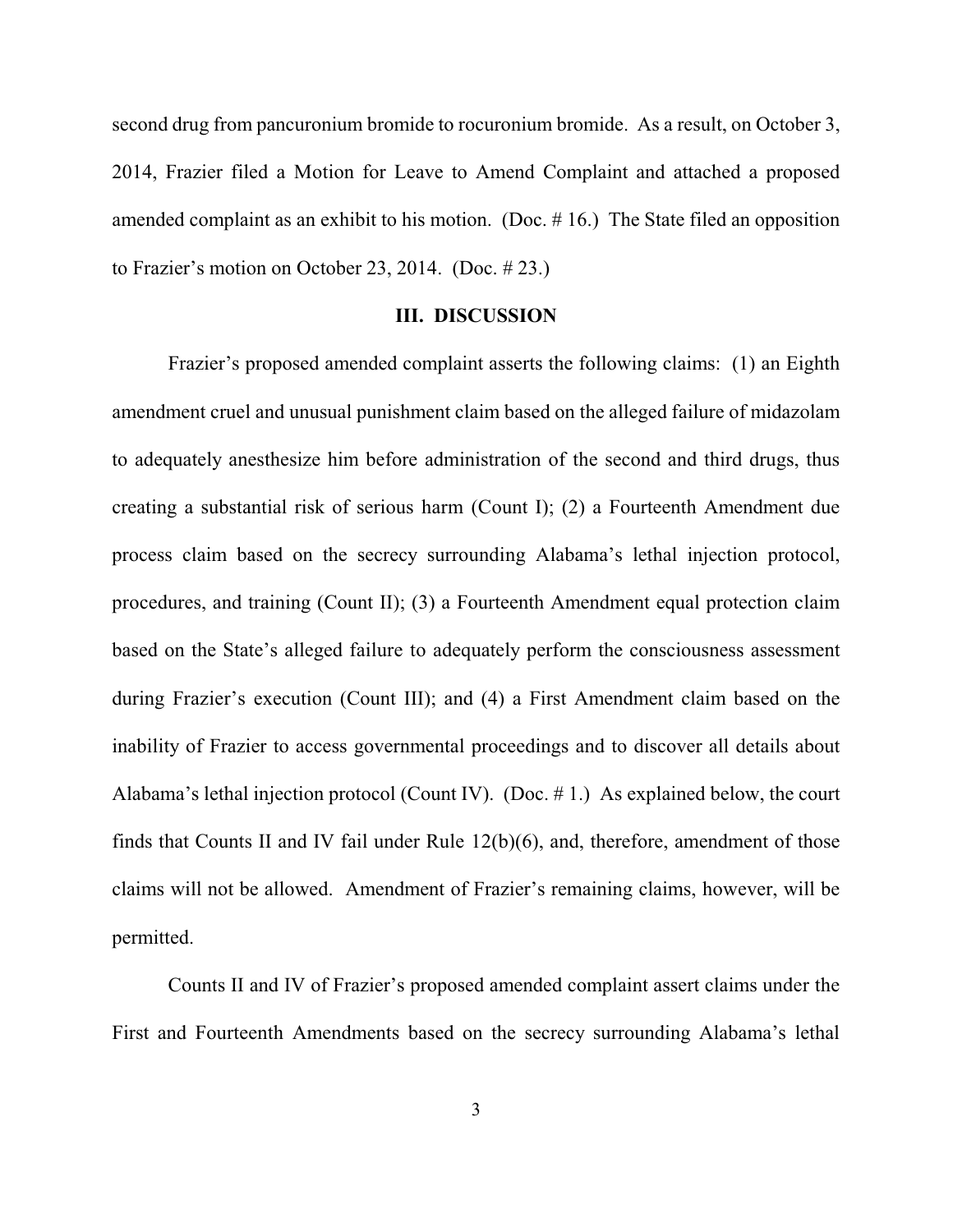second drug from pancuronium bromide to rocuronium bromide. As a result, on October 3, 2014, Frazier filed a Motion for Leave to Amend Complaint and attached a proposed amended complaint as an exhibit to his motion. (Doc. # 16.) The State filed an opposition to Frazier's motion on October 23, 2014. (Doc. # 23.)

## III. DISCUSSION

Frazier's proposed amended complaint asserts the following claims: (1) an Eighth amendment cruel and unusual punishment claim based on the alleged failure of midazolam to adequately anesthesize him before administration of the second and third drugs, thus creating a substantial risk of serious harm (Count I); (2) a Fourteenth Amendment due process claim based on the secrecy surrounding Alabama's lethal injection protocol, procedures, and training (Count II); (3) a Fourteenth Amendment equal protection claim based on the State's alleged failure to adequately perform the consciousness assessment during Frazier's execution (Count III); and (4) a First Amendment claim based on the inability of Frazier to access governmental proceedings and to discover all details about Alabama's lethal injection protocol (Count IV). (Doc. # 1.) As explained below, the court finds that Counts II and IV fail under Rule 12(b)(6), and, therefore, amendment of those claims will not be allowed. Amendment of Frazier's remaining claims, however, will be permitted.

Counts II and IV of Frazier's proposed amended complaint assert claims under the First and Fourteenth Amendments based on the secrecy surrounding Alabama's lethal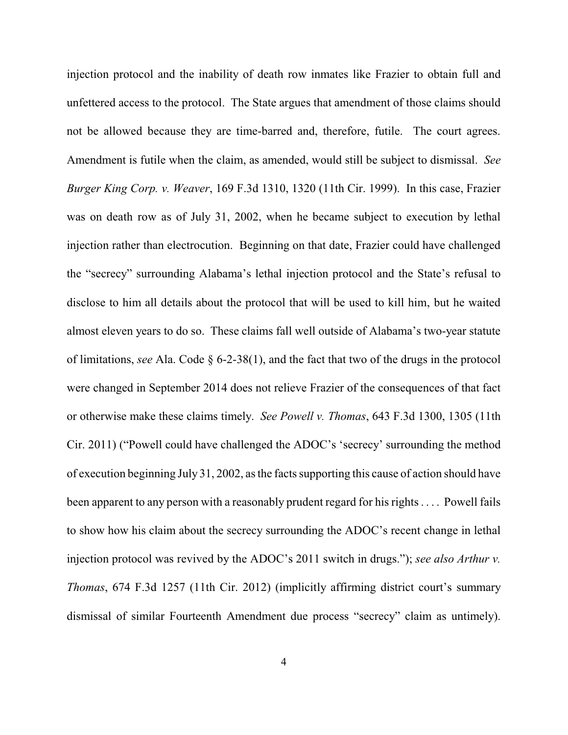injection protocol and the inability of death row inmates like Frazier to obtain full and unfettered access to the protocol. The State argues that amendment of those claims should not be allowed because they are time-barred and, therefore, futile. The court agrees. Amendment is futile when the claim, as amended, would still be subject to dismissal. *See Burger King Corp. v. Weaver*, 169 F.3d 1310, 1320 (11th Cir. 1999). In this case, Frazier was on death row as of July 31, 2002, when he became subject to execution by lethal injection rather than electrocution. Beginning on that date, Frazier could have challenged the "secrecy" surrounding Alabama's lethal injection protocol and the State's refusal to disclose to him all details about the protocol that will be used to kill him, but he waited almost eleven years to do so. These claims fall well outside of Alabama's two-year statute of limitations, *see* Ala. Code § 6-2-38(1), and the fact that two of the drugs in the protocol were changed in September 2014 does not relieve Frazier of the consequences of that fact or otherwise make these claims timely. *See Powell v. Thomas*, 643 F.3d 1300, 1305 (11th Cir. 2011) ("Powell could have challenged the ADOC's 'secrecy' surrounding the method of execution beginning July 31, 2002, as the facts supporting this cause of action should have been apparent to any person with a reasonably prudent regard for his rights . . . . Powell fails to show how his claim about the secrecy surrounding the ADOC's recent change in lethal injection protocol was revived by the ADOC's 2011 switch in drugs."); *see also Arthur v. Thomas*, 674 F.3d 1257 (11th Cir. 2012) (implicitly affirming district court's summary dismissal of similar Fourteenth Amendment due process "secrecy" claim as untimely).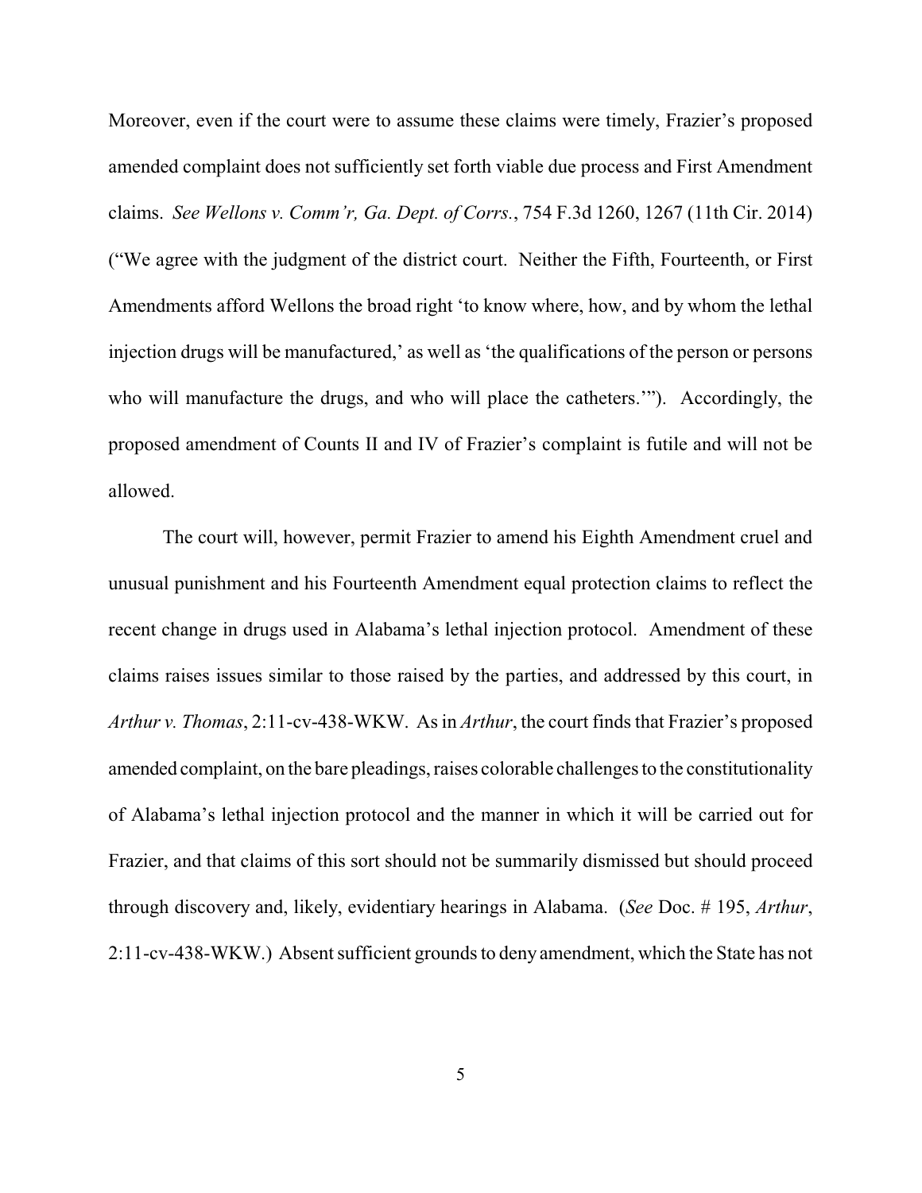Moreover, even if the court were to assume these claims were timely, Frazier's proposed amended complaint does not sufficiently set forth viable due process and First Amendment claims. *See Wellons v. Comm'r, Ga. Dept. of Corrs.*, 754 F.3d 1260, 1267 (11th Cir. 2014) ("We agree with the judgment of the district court. Neither the Fifth, Fourteenth, or First Amendments afford Wellons the broad right 'to know where, how, and by whom the lethal injection drugs will be manufactured,' as well as 'the qualifications of the person or persons who will manufacture the drugs, and who will place the catheters.'"). Accordingly, the proposed amendment of Counts II and IV of Frazier's complaint is futile and will not be allowed.

The court will, however, permit Frazier to amend his Eighth Amendment cruel and unusual punishment and his Fourteenth Amendment equal protection claims to reflect the recent change in drugs used in Alabama's lethal injection protocol. Amendment of these claims raises issues similar to those raised by the parties, and addressed by this court, in *Arthur v. Thomas*, 2:11-cv-438-WKW. As in *Arthur*, the court finds that Frazier's proposed amended complaint, on the bare pleadings, raises colorable challenges to the constitutionality of Alabama's lethal injection protocol and the manner in which it will be carried out for Frazier, and that claims of this sort should not be summarily dismissed but should proceed through discovery and, likely, evidentiary hearings in Alabama. (*See* Doc. # 195, *Arthur*, 2:11-cv-438-WKW.) Absent sufficient grounds to deny amendment, which the State has not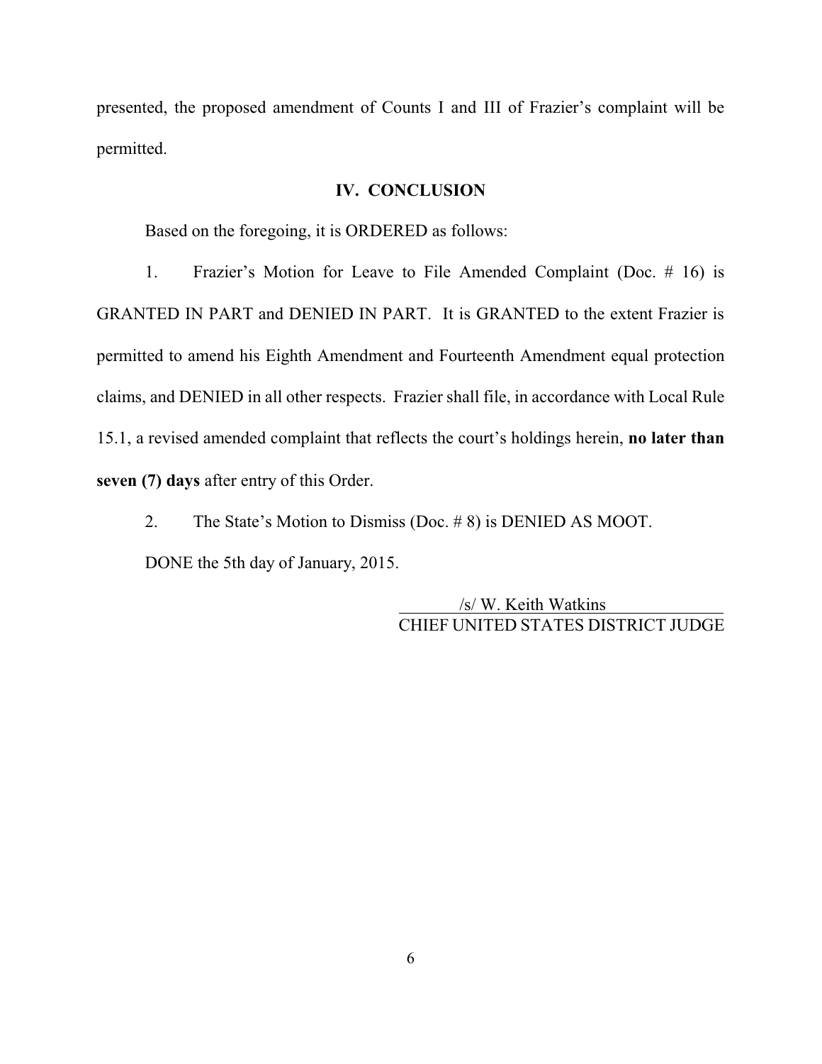presented, the proposed amendment of Counts I and III of Frazier's complaint will be permitted.

## IV. CONCLUSION

Based on the foregoing, it is ORDERED as follows:

1. Frazier's Motion for Leave to File Amended Complaint (Doc. # 16) is GRANTED IN PART and DENIED IN PART. It is GRANTED to the extent Frazier is permitted to amend his Eighth Amendment and Fourteenth Amendment equal protection claims, and DENIED in all other respects. Frazier shall file, in accordance with Local Rule 15.1, a revised amended complaint that reflects the court's holdings herein, **no later than seven (7) days** after entry of this Order.

2. The State's Motion to Dismiss (Doc. # 8) is DENIED AS MOOT.

DONE the 5th day of January, 2015.

/s/ W. Keith Watkins
CHIEF UNITED STATES DISTRICT JUDGE